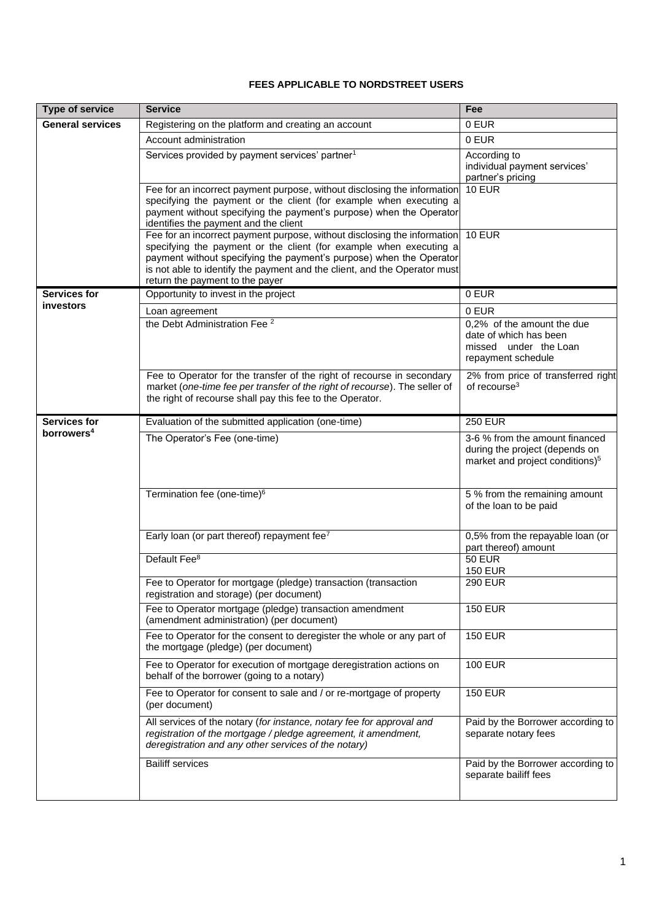**FEES APPLICABLE TO NORDSTREET USERS**

| Type of service | Service | Fee |
|---|---|---|
| **General services** | Registering on the platform and creating an account | 0 EUR |
| | Account administration | 0 EUR |
| | Services provided by payment services' partner[1] | According to individual payment services' partner's pricing |
| | Fee for an incorrect payment purpose, without disclosing the information specifying the payment or the client (for example when executing a payment without specifying the payment's purpose) when the Operator identifies the payment and the client | 10 EUR |
| | Fee for an incorrect payment purpose, without disclosing the information specifying the payment or the client (for example when executing a payment without specifying the payment's purpose) when the Operator is not able to identify the payment and the client, and the Operator must return the payment to the payer | 10 EUR |
| **Services for investors** | Opportunity to invest in the project | 0 EUR |
| | Loan agreement | 0 EUR |
| | the Debt Administration Fee [2] | 0,2% of the amount the due date of which has been missed under the Loan repayment schedule |
| | Fee to Operator for the transfer of the right of recourse in secondary market (*one-time fee per transfer of the right of recourse*). The seller of the right of recourse shall pay this fee to the Operator. | 2% from price of transferred right of recourse[3] |
| **Services for borrowers[4]** | Evaluation of the submitted application (one-time) | 250 EUR |
| | The Operator's Fee (one-time) | 3-6 % from the amount financed during the project (depends on market and project conditions)[5] |
| | Termination fee (one-time)[6] | 5 % from the remaining amount of the loan to be paid |
| | Early loan (or part thereof) repayment fee[7] | 0,5% from the repayable loan (or part thereof) amount |
| | Default Fee[8] | 50 EUR<br>150 EUR |
| | Fee to Operator for mortgage (pledge) transaction (transaction registration and storage) (per document) | 290 EUR |
| | Fee to Operator mortgage (pledge) transaction amendment (amendment administration) (per document) | 150 EUR |
| | Fee to Operator for the consent to deregister the whole or any part of the mortgage (pledge) (per document) | 150 EUR |
| | Fee to Operator for execution of mortgage deregistration actions on behalf of the borrower (going to a notary) | 100 EUR |
| | Fee to Operator for consent to sale and / or re-mortgage of property (per document) | 150 EUR |
| | All services of the notary (*for instance, notary fee for approval and registration of the mortgage / pledge agreement, it amendment, deregistration and any other services of the notary)* | Paid by the Borrower according to separate notary fees |
| | Bailiff services | Paid by the Borrower according to separate bailiff fees |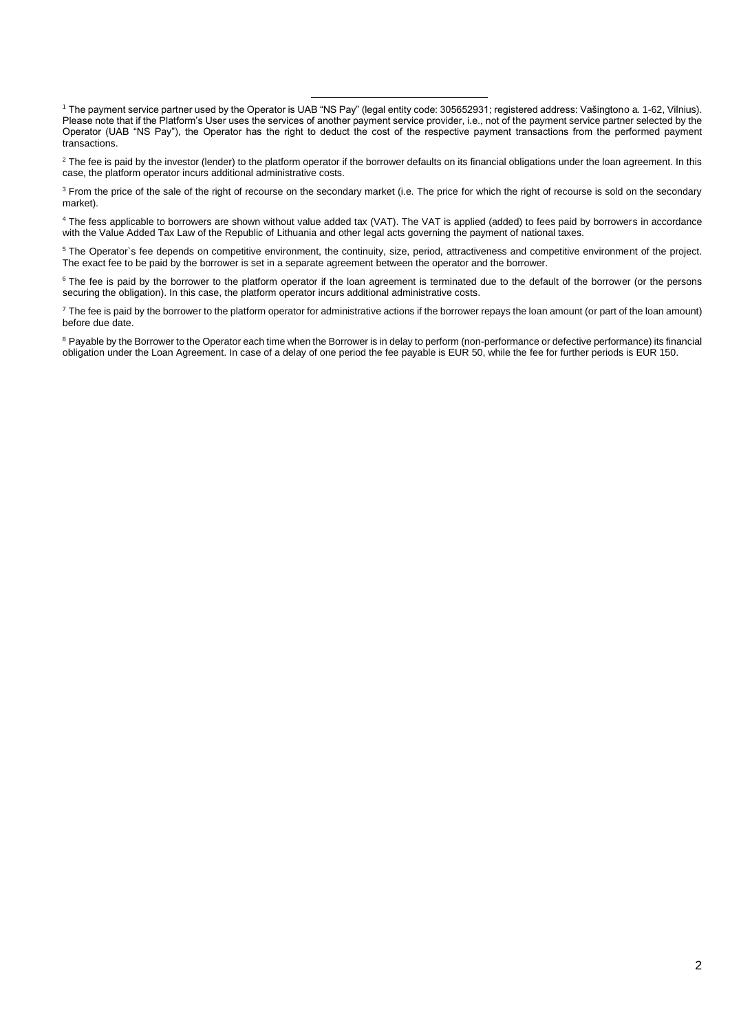[1] The payment service partner used by the Operator is UAB "NS Pay" (legal entity code: 305652931; registered address: Vašingtono a. 1-62, Vilnius). Please note that if the Platform's User uses the services of another payment service provider, i.e., not of the payment service partner selected by the Operator (UAB "NS Pay"), the Operator has the right to deduct the cost of the respective payment transactions from the performed payment transactions.

[2] The fee is paid by the investor (lender) to the platform operator if the borrower defaults on its financial obligations under the loan agreement. In this case, the platform operator incurs additional administrative costs.

[3] From the price of the sale of the right of recourse on the secondary market (i.e. The price for which the right of recourse is sold on the secondary market).

[4] The fess applicable to borrowers are shown without value added tax (VAT). The VAT is applied (added) to fees paid by borrowers in accordance with the Value Added Tax Law of the Republic of Lithuania and other legal acts governing the payment of national taxes.

[5] The Operator`s fee depends on competitive environment, the continuity, size, period, attractiveness and competitive environment of the project. The exact fee to be paid by the borrower is set in a separate agreement between the operator and the borrower.

[6] The fee is paid by the borrower to the platform operator if the loan agreement is terminated due to the default of the borrower (or the persons securing the obligation). In this case, the platform operator incurs additional administrative costs.

[7] The fee is paid by the borrower to the platform operator for administrative actions if the borrower repays the loan amount (or part of the loan amount) before due date.

[8] Payable by the Borrower to the Operator each time when the Borrower is in delay to perform (non-performance or defective performance) its financial obligation under the Loan Agreement. In case of a delay of one period the fee payable is EUR 50, while the fee for further periods is EUR 150.